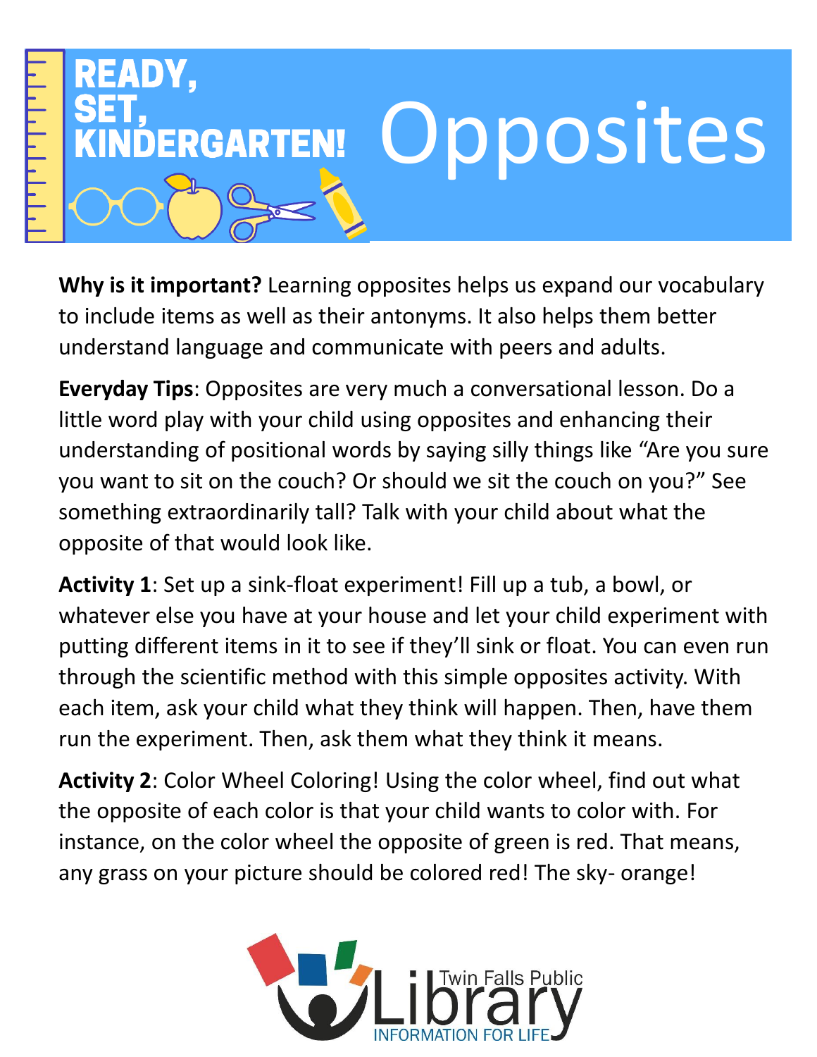# READY, SET, KINDERGARTEN! Opposites

**Why is it important?** Learning opposites helps us expand our vocabulary to include items as well as their antonyms. It also helps them better understand language and communicate with peers and adults.

**Everyday Tips**: Opposites are very much a conversational lesson. Do a little word play with your child using opposites and enhancing their understanding of positional words by saying silly things like "Are you sure you want to sit on the couch? Or should we sit the couch on you?" See something extraordinarily tall? Talk with your child about what the opposite of that would look like.

**Activity 1**: Set up a sink-float experiment! Fill up a tub, a bowl, or whatever else you have at your house and let your child experiment with putting different items in it to see if they'll sink or float. You can even run through the scientific method with this simple opposites activity. With each item, ask your child what they think will happen. Then, have them run the experiment. Then, ask them what they think it means.

**Activity 2**: Color Wheel Coloring! Using the color wheel, find out what the opposite of each color is that your child wants to color with. For instance, on the color wheel the opposite of green is red. That means, any grass on your picture should be colored red! The sky- orange!

Twin Falls Public Library
INFORMATION FOR LIFE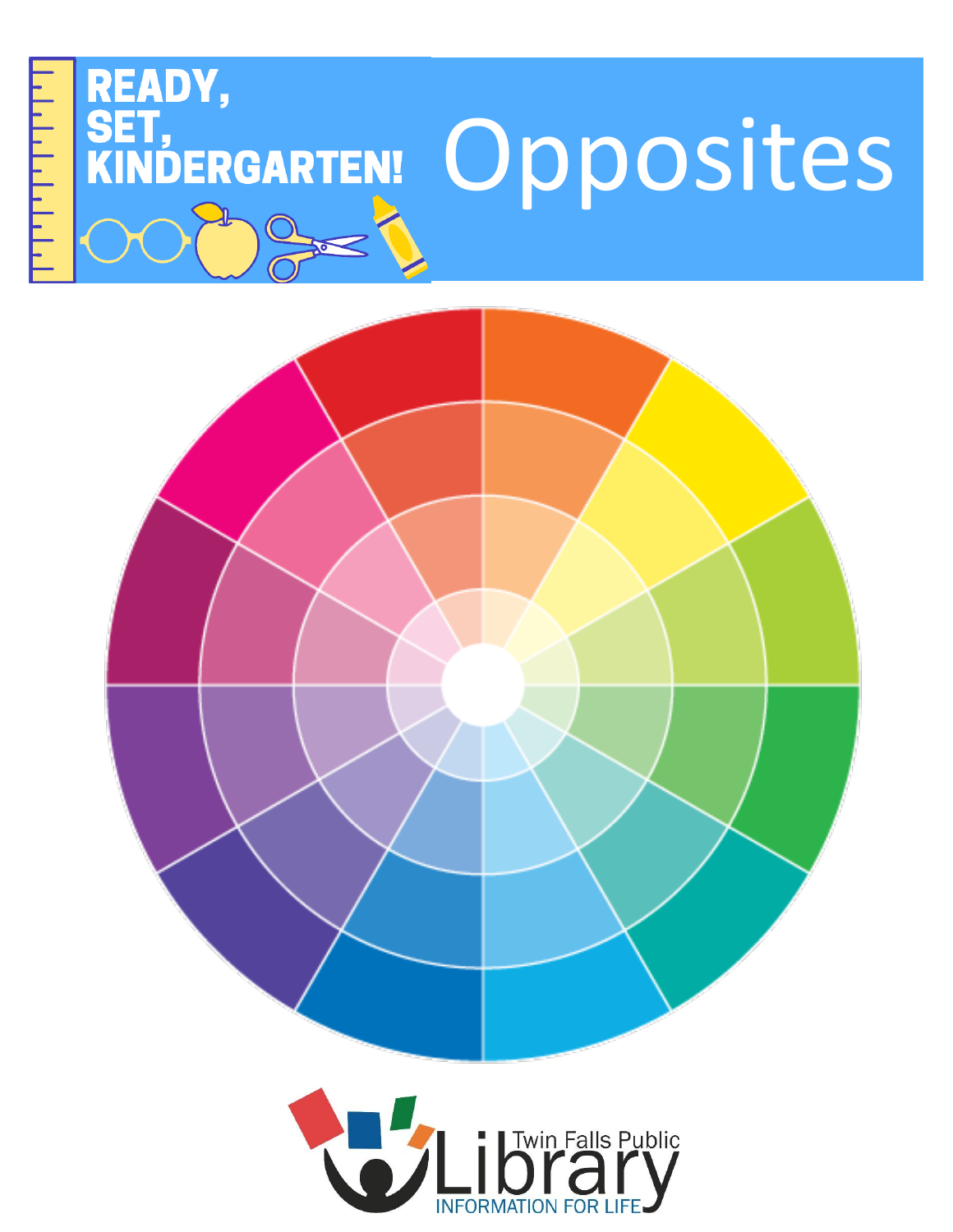READY, SET, KINDERGARTEN!

# Opposites

Twin Falls Public Library

INFORMATION FOR LIFE